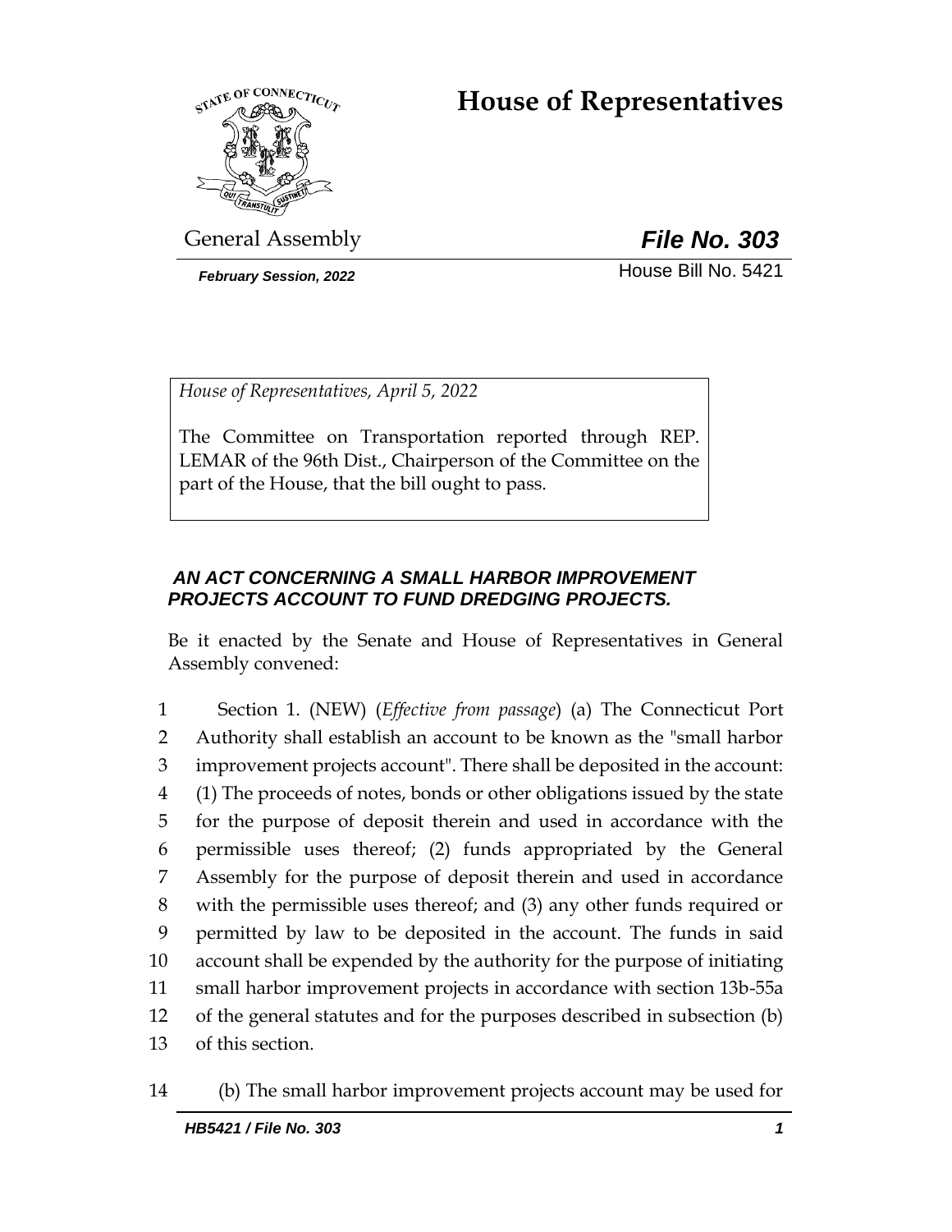# House of Representatives

General Assembly **File No. 303**

*February Session, 2022* House Bill No. 5421

*House of Representatives, April 5, 2022*

The Committee on Transportation reported through REP. LEMAR of the 96th Dist., Chairperson of the Committee on the part of the House, that the bill ought to pass.

***AN ACT CONCERNING A SMALL HARBOR IMPROVEMENT PROJECTS ACCOUNT TO FUND DREDGING PROJECTS.***

Be it enacted by the Senate and House of Representatives in General Assembly convened:

1 Section 1. (NEW) (*Effective from passage*) (a) The Connecticut Port
2 Authority shall establish an account to be known as the "small harbor
3 improvement projects account". There shall be deposited in the account:
4 (1) The proceeds of notes, bonds or other obligations issued by the state
5 for the purpose of deposit therein and used in accordance with the
6 permissible uses thereof; (2) funds appropriated by the General
7 Assembly for the purpose of deposit therein and used in accordance
8 with the permissible uses thereof; and (3) any other funds required or
9 permitted by law to be deposited in the account. The funds in said
10 account shall be expended by the authority for the purpose of initiating
11 small harbor improvement projects in accordance with section 13b-55a
12 of the general statutes and for the purposes described in subsection (b)
13 of this section.

14 (b) The small harbor improvement projects account may be used for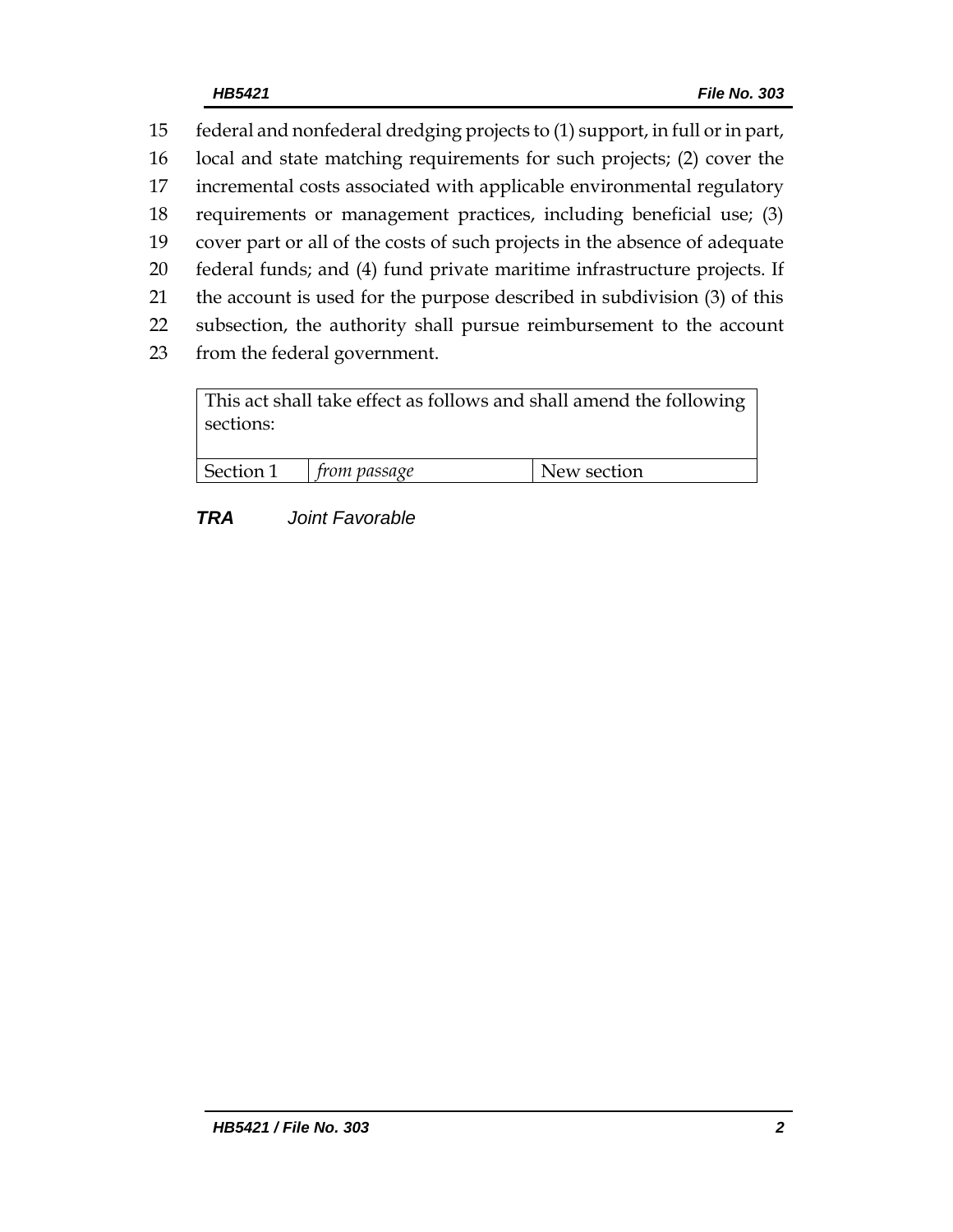15 federal and nonfederal dredging projects to (1) support, in full or in part,
16 local and state matching requirements for such projects; (2) cover the
17 incremental costs associated with applicable environmental regulatory
18 requirements or management practices, including beneficial use; (3)
19 cover part or all of the costs of such projects in the absence of adequate
20 federal funds; and (4) fund private maritime infrastructure projects. If
21 the account is used for the purpose described in subdivision (3) of this
22 subsection, the authority shall pursue reimbursement to the account
23 from the federal government.

| This act shall take effect as follows and shall amend the following sections: | | |
|---|---|---|
| Section 1 | *from passage* | New section |

***TRA*** *Joint Favorable*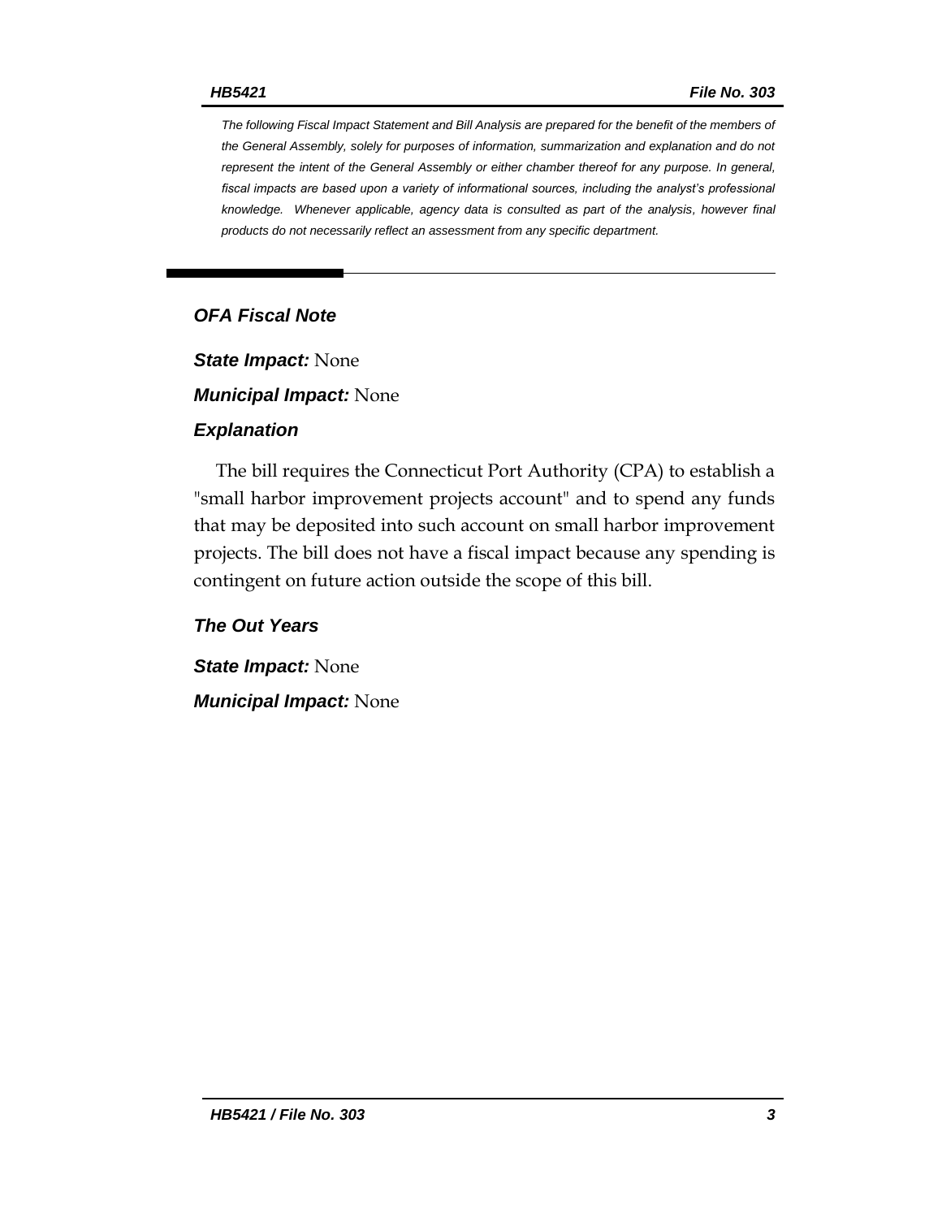*The following Fiscal Impact Statement and Bill Analysis are prepared for the benefit of the members of the General Assembly, solely for purposes of information, summarization and explanation and do not represent the intent of the General Assembly or either chamber thereof for any purpose. In general, fiscal impacts are based upon a variety of informational sources, including the analyst's professional knowledge. Whenever applicable, agency data is consulted as part of the analysis, however final products do not necessarily reflect an assessment from any specific department.*

---

## OFA Fiscal Note

***State Impact:*** None

***Municipal Impact:*** None

### Explanation

The bill requires the Connecticut Port Authority (CPA) to establish a "small harbor improvement projects account" and to spend any funds that may be deposited into such account on small harbor improvement projects. The bill does not have a fiscal impact because any spending is contingent on future action outside the scope of this bill.

### The Out Years

***State Impact:*** None

***Municipal Impact:*** None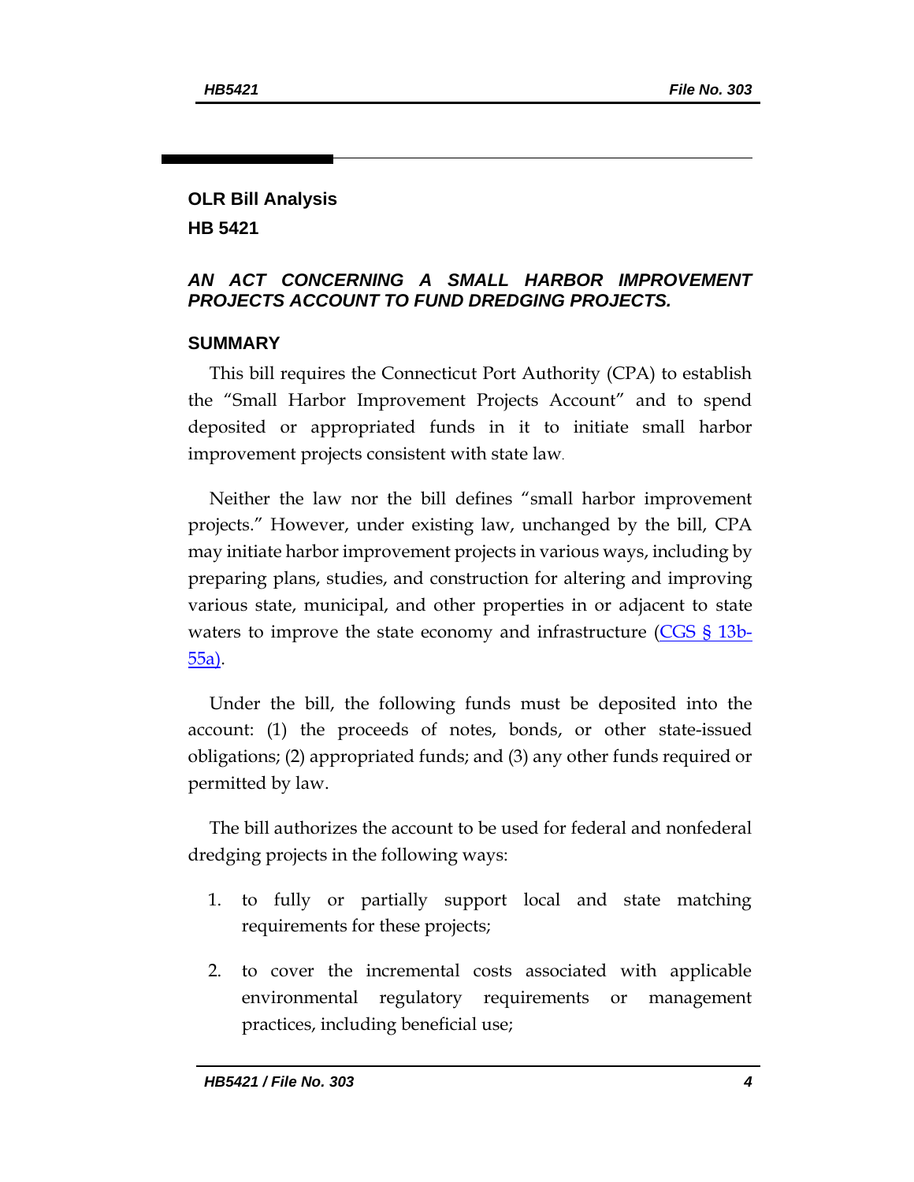## OLR Bill Analysis

## HB 5421

### *AN ACT CONCERNING A SMALL HARBOR IMPROVEMENT PROJECTS ACCOUNT TO FUND DREDGING PROJECTS.*

### SUMMARY

This bill requires the Connecticut Port Authority (CPA) to establish the "Small Harbor Improvement Projects Account" and to spend deposited or appropriated funds in it to initiate small harbor improvement projects consistent with state law.

Neither the law nor the bill defines "small harbor improvement projects." However, under existing law, unchanged by the bill, CPA may initiate harbor improvement projects in various ways, including by preparing plans, studies, and construction for altering and improving various state, municipal, and other properties in or adjacent to state waters to improve the state economy and infrastructure (CGS § 13b-55a).

Under the bill, the following funds must be deposited into the account: (1) the proceeds of notes, bonds, or other state-issued obligations; (2) appropriated funds; and (3) any other funds required or permitted by law.

The bill authorizes the account to be used for federal and nonfederal dredging projects in the following ways:

1. to fully or partially support local and state matching requirements for these projects;
2. to cover the incremental costs associated with applicable environmental regulatory requirements or management practices, including beneficial use;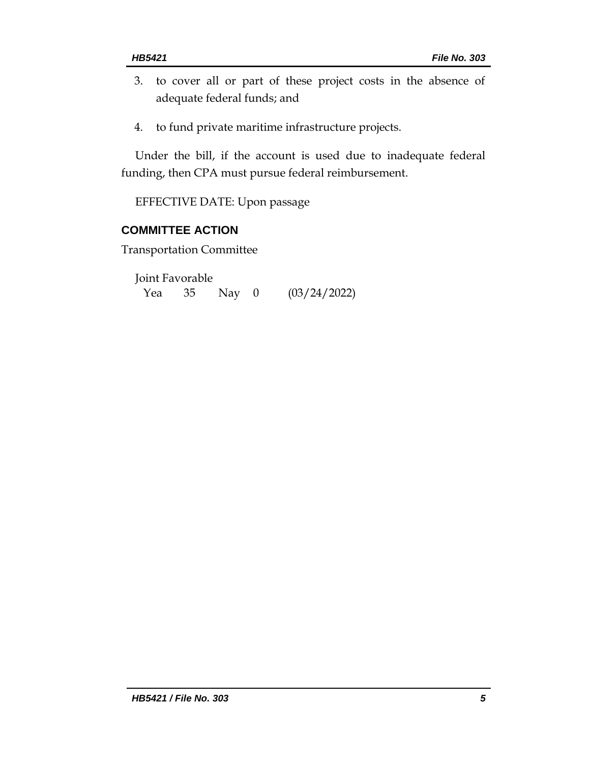3. to cover all or part of these project costs in the absence of adequate federal funds; and

4. to fund private maritime infrastructure projects.

Under the bill, if the account is used due to inadequate federal funding, then CPA must pursue federal reimbursement.

EFFECTIVE DATE: Upon passage

## COMMITTEE ACTION

Transportation Committee

Joint Favorable
Yea 35 Nay 0 (03/24/2022)